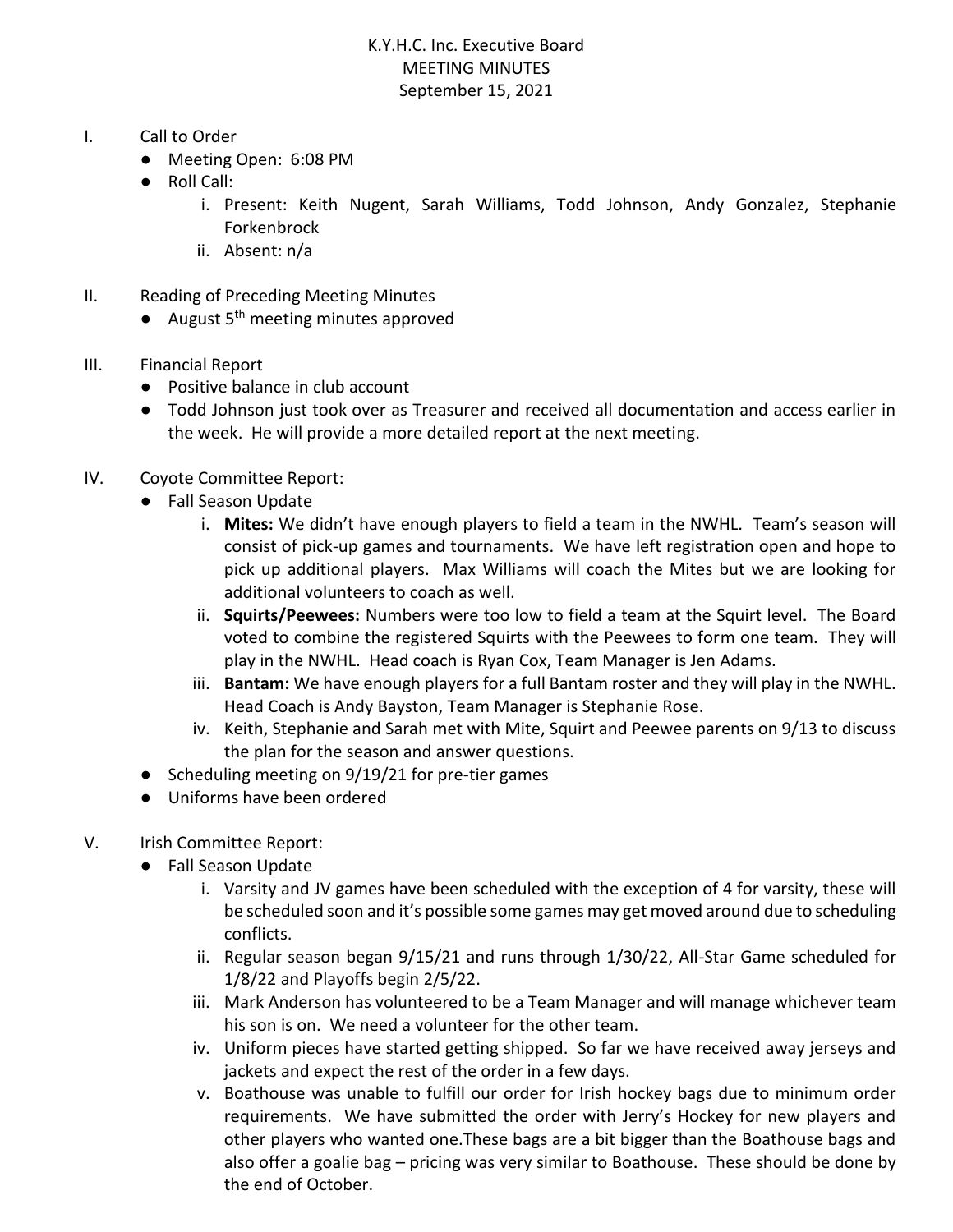K.Y.H.C. Inc. Executive Board
MEETING MINUTES
September 15, 2021

I. Call to Order
- Meeting Open: 6:08 PM
- Roll Call:
  - i. Present: Keith Nugent, Sarah Williams, Todd Johnson, Andy Gonzalez, Stephanie Forkenbrock
  - ii. Absent: n/a

II. Reading of Preceding Meeting Minutes
- August 5th meeting minutes approved

III. Financial Report
- Positive balance in club account
- Todd Johnson just took over as Treasurer and received all documentation and access earlier in the week. He will provide a more detailed report at the next meeting.

IV. Coyote Committee Report:
- Fall Season Update
  - i. **Mites:** We didn't have enough players to field a team in the NWHL. Team's season will consist of pick-up games and tournaments. We have left registration open and hope to pick up additional players. Max Williams will coach the Mites but we are looking for additional volunteers to coach as well.
  - ii. **Squirts/Peewees:** Numbers were too low to field a team at the Squirt level. The Board voted to combine the registered Squirts with the Peewees to form one team. They will play in the NWHL. Head coach is Ryan Cox, Team Manager is Jen Adams.
  - iii. **Bantam:** We have enough players for a full Bantam roster and they will play in the NWHL. Head Coach is Andy Bayston, Team Manager is Stephanie Rose.
  - iv. Keith, Stephanie and Sarah met with Mite, Squirt and Peewee parents on 9/13 to discuss the plan for the season and answer questions.
- Scheduling meeting on 9/19/21 for pre-tier games
- Uniforms have been ordered

V. Irish Committee Report:
- Fall Season Update
  - i. Varsity and JV games have been scheduled with the exception of 4 for varsity, these will be scheduled soon and it's possible some games may get moved around due to scheduling conflicts.
  - ii. Regular season began 9/15/21 and runs through 1/30/22, All-Star Game scheduled for 1/8/22 and Playoffs begin 2/5/22.
  - iii. Mark Anderson has volunteered to be a Team Manager and will manage whichever team his son is on. We need a volunteer for the other team.
  - iv. Uniform pieces have started getting shipped. So far we have received away jerseys and jackets and expect the rest of the order in a few days.
  - v. Boathouse was unable to fulfill our order for Irish hockey bags due to minimum order requirements. We have submitted the order with Jerry's Hockey for new players and other players who wanted one.These bags are a bit bigger than the Boathouse bags and also offer a goalie bag – pricing was very similar to Boathouse. These should be done by the end of October.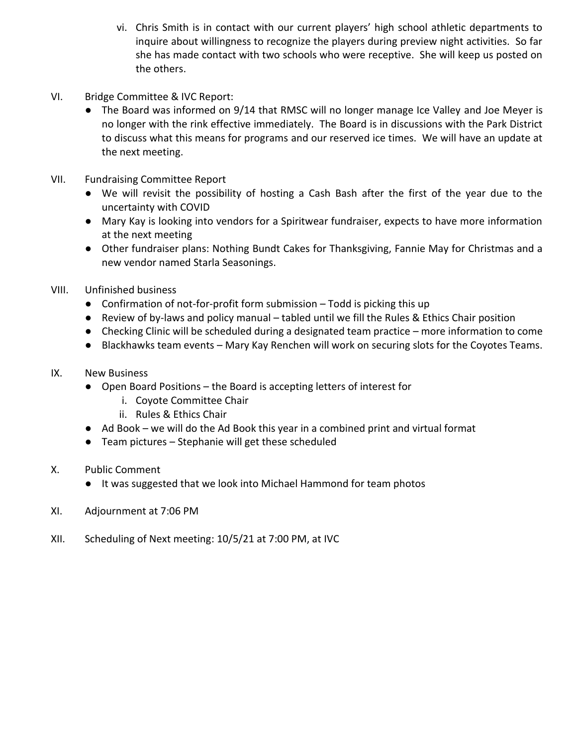vi. Chris Smith is in contact with our current players' high school athletic departments to inquire about willingness to recognize the players during preview night activities. So far she has made contact with two schools who were receptive. She will keep us posted on the others.

VI. Bridge Committee & IVC Report:

- The Board was informed on 9/14 that RMSC will no longer manage Ice Valley and Joe Meyer is no longer with the rink effective immediately. The Board is in discussions with the Park District to discuss what this means for programs and our reserved ice times. We will have an update at the next meeting.

VII. Fundraising Committee Report

- We will revisit the possibility of hosting a Cash Bash after the first of the year due to the uncertainty with COVID
- Mary Kay is looking into vendors for a Spiritwear fundraiser, expects to have more information at the next meeting
- Other fundraiser plans: Nothing Bundt Cakes for Thanksgiving, Fannie May for Christmas and a new vendor named Starla Seasonings.

VIII. Unfinished business

- Confirmation of not-for-profit form submission – Todd is picking this up
- Review of by-laws and policy manual – tabled until we fill the Rules & Ethics Chair position
- Checking Clinic will be scheduled during a designated team practice – more information to come
- Blackhawks team events – Mary Kay Renchen will work on securing slots for the Coyotes Teams.

IX. New Business

- Open Board Positions – the Board is accepting letters of interest for
  - i. Coyote Committee Chair
  - ii. Rules & Ethics Chair
- Ad Book – we will do the Ad Book this year in a combined print and virtual format
- Team pictures – Stephanie will get these scheduled

X. Public Comment

- It was suggested that we look into Michael Hammond for team photos

XI. Adjournment at 7:06 PM

XII. Scheduling of Next meeting: 10/5/21 at 7:00 PM, at IVC